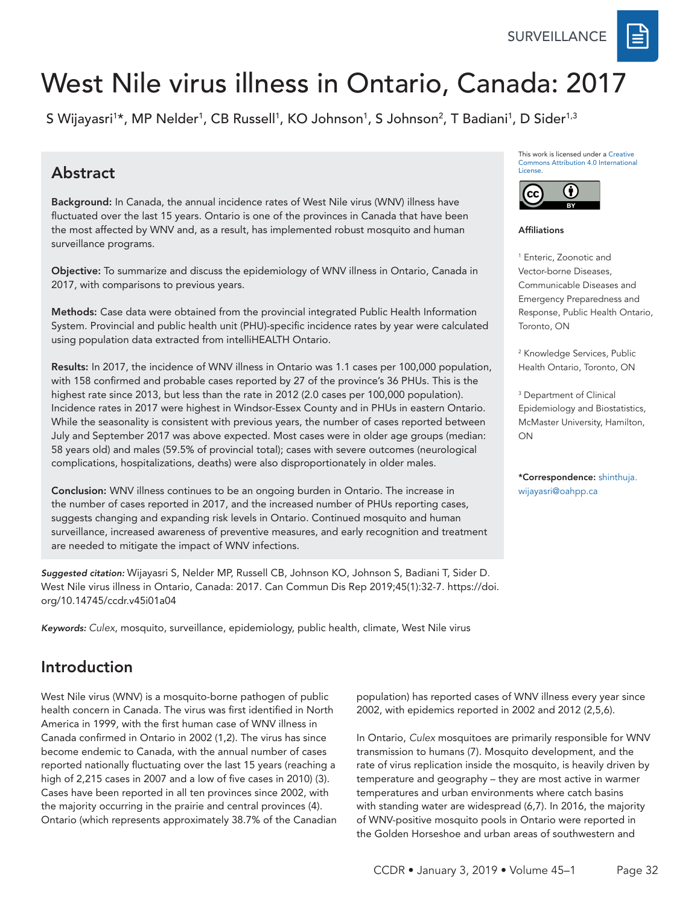SURVEILLANCE

# West Nile virus illness in Ontario, Canada: 2017

S Wijayasri[1]*, MP Nelder[1], CB Russell[1], KO Johnson[1], S Johnson[2], T Badiani[1], D Sider[1,3]

## Abstract

**Background:** In Canada, the annual incidence rates of West Nile virus (WNV) illness have fluctuated over the last 15 years. Ontario is one of the provinces in Canada that have been the most affected by WNV and, as a result, has implemented robust mosquito and human surveillance programs.

**Objective:** To summarize and discuss the epidemiology of WNV illness in Ontario, Canada in 2017, with comparisons to previous years.

**Methods:** Case data were obtained from the provincial integrated Public Health Information System. Provincial and public health unit (PHU)-specific incidence rates by year were calculated using population data extracted from intelliHEALTH Ontario.

**Results:** In 2017, the incidence of WNV illness in Ontario was 1.1 cases per 100,000 population, with 158 confirmed and probable cases reported by 27 of the province's 36 PHUs. This is the highest rate since 2013, but less than the rate in 2012 (2.0 cases per 100,000 population). Incidence rates in 2017 were highest in Windsor-Essex County and in PHUs in eastern Ontario. While the seasonality is consistent with previous years, the number of cases reported between July and September 2017 was above expected. Most cases were in older age groups (median: 58 years old) and males (59.5% of provincial total); cases with severe outcomes (neurological complications, hospitalizations, deaths) were also disproportionately in older males.

**Conclusion:** WNV illness continues to be an ongoing burden in Ontario. The increase in the number of cases reported in 2017, and the increased number of PHUs reporting cases, suggests changing and expanding risk levels in Ontario. Continued mosquito and human surveillance, increased awareness of preventive measures, and early recognition and treatment are needed to mitigate the impact of WNV infections.

This work is licensed under a Creative Commons Attribution 4.0 International License.

**Affiliations**

[1] Enteric, Zoonotic and Vector-borne Diseases, Communicable Diseases and Emergency Preparedness and Response, Public Health Ontario, Toronto, ON

[2] Knowledge Services, Public Health Ontario, Toronto, ON

[3] Department of Clinical Epidemiology and Biostatistics, McMaster University, Hamilton, ON

**\*Correspondence:** shinthuja.wijayasri@oahpp.ca

***Suggested citation:*** Wijayasri S, Nelder MP, Russell CB, Johnson KO, Johnson S, Badiani T, Sider D. West Nile virus illness in Ontario, Canada: 2017. Can Commun Dis Rep 2019;45(1):32-7. https://doi.org/10.14745/ccdr.v45i01a04

***Keywords:*** *Culex*, mosquito, surveillance, epidemiology, public health, climate, West Nile virus

## Introduction

West Nile virus (WNV) is a mosquito-borne pathogen of public health concern in Canada. The virus was first identified in North America in 1999, with the first human case of WNV illness in Canada confirmed in Ontario in 2002 (1,2). The virus has since become endemic to Canada, with the annual number of cases reported nationally fluctuating over the last 15 years (reaching a high of 2,215 cases in 2007 and a low of five cases in 2010) (3). Cases have been reported in all ten provinces since 2002, with the majority occurring in the prairie and central provinces (4). Ontario (which represents approximately 38.7% of the Canadian population) has reported cases of WNV illness every year since 2002, with epidemics reported in 2002 and 2012 (2,5,6).

In Ontario, *Culex* mosquitoes are primarily responsible for WNV transmission to humans (7). Mosquito development, and the rate of virus replication inside the mosquito, is heavily driven by temperature and geography – they are most active in warmer temperatures and urban environments where catch basins with standing water are widespread (6,7). In 2016, the majority of WNV-positive mosquito pools in Ontario were reported in the Golden Horseshoe and urban areas of southwestern and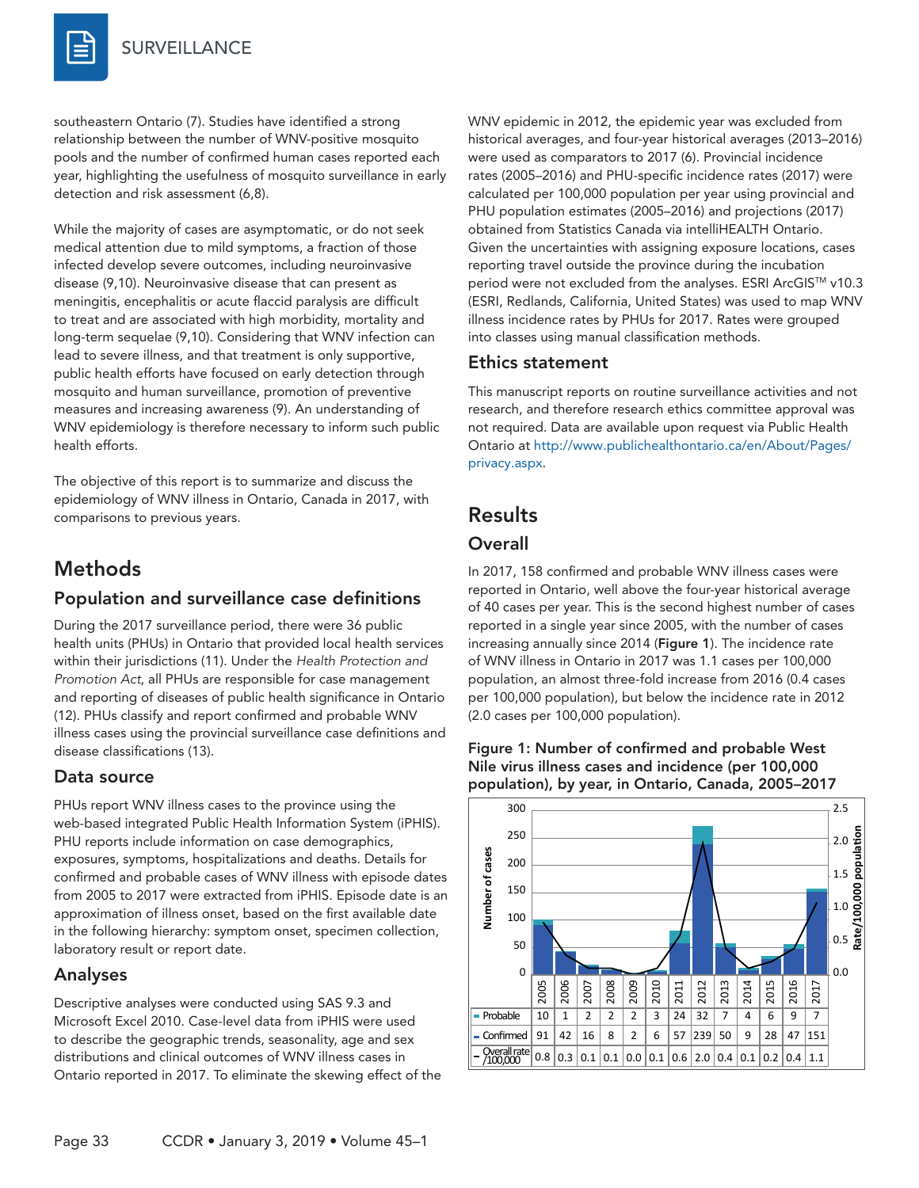southeastern Ontario (7). Studies have identified a strong relationship between the number of WNV-positive mosquito pools and the number of confirmed human cases reported each year, highlighting the usefulness of mosquito surveillance in early detection and risk assessment (6,8).

While the majority of cases are asymptomatic, or do not seek medical attention due to mild symptoms, a fraction of those infected develop severe outcomes, including neuroinvasive disease (9,10). Neuroinvasive disease that can present as meningitis, encephalitis or acute flaccid paralysis are difficult to treat and are associated with high morbidity, mortality and long-term sequelae (9,10). Considering that WNV infection can lead to severe illness, and that treatment is only supportive, public health efforts have focused on early detection through mosquito and human surveillance, promotion of preventive measures and increasing awareness (9). An understanding of WNV epidemiology is therefore necessary to inform such public health efforts.

The objective of this report is to summarize and discuss the epidemiology of WNV illness in Ontario, Canada in 2017, with comparisons to previous years.

## Methods

### Population and surveillance case definitions

During the 2017 surveillance period, there were 36 public health units (PHUs) in Ontario that provided local health services within their jurisdictions (11). Under the *Health Protection and Promotion Act*, all PHUs are responsible for case management and reporting of diseases of public health significance in Ontario (12). PHUs classify and report confirmed and probable WNV illness cases using the provincial surveillance case definitions and disease classifications (13).

### Data source

PHUs report WNV illness cases to the province using the web-based integrated Public Health Information System (iPHIS). PHU reports include information on case demographics, exposures, symptoms, hospitalizations and deaths. Details for confirmed and probable cases of WNV illness with episode dates from 2005 to 2017 were extracted from iPHIS. Episode date is an approximation of illness onset, based on the first available date in the following hierarchy: symptom onset, specimen collection, laboratory result or report date.

### Analyses

Descriptive analyses were conducted using SAS 9.3 and Microsoft Excel 2010. Case-level data from iPHIS were used to describe the geographic trends, seasonality, age and sex distributions and clinical outcomes of WNV illness cases in Ontario reported in 2017. To eliminate the skewing effect of the WNV epidemic in 2012, the epidemic year was excluded from historical averages, and four-year historical averages (2013–2016) were used as comparators to 2017 (6). Provincial incidence rates (2005–2016) and PHU-specific incidence rates (2017) were calculated per 100,000 population per year using provincial and PHU population estimates (2005–2016) and projections (2017) obtained from Statistics Canada via intelliHEALTH Ontario. Given the uncertainties with assigning exposure locations, cases reporting travel outside the province during the incubation period were not excluded from the analyses. ESRI ArcGIS™ v10.3 (ESRI, Redlands, California, United States) was used to map WNV illness incidence rates by PHUs for 2017. Rates were grouped into classes using manual classification methods.

### Ethics statement

This manuscript reports on routine surveillance activities and not research, and therefore research ethics committee approval was not required. Data are available upon request via Public Health Ontario at http://www.publichealthontario.ca/en/About/Pages/privacy.aspx.

## Results

### Overall

In 2017, 158 confirmed and probable WNV illness cases were reported in Ontario, well above the four-year historical average of 40 cases per year. This is the second highest number of cases reported in a single year since 2005, with the number of cases increasing annually since 2014 (**Figure 1**). The incidence rate of WNV illness in Ontario in 2017 was 1.1 cases per 100,000 population, an almost three-fold increase from 2016 (0.4 cases per 100,000 population), but below the incidence rate in 2012 (2.0 cases per 100,000 population).

**Figure 1: Number of confirmed and probable West Nile virus illness cases and incidence (per 100,000 population), by year, in Ontario, Canada, 2005–2017**

| | 2005 | 2006 | 2007 | 2008 | 2009 | 2010 | 2011 | 2012 | 2013 | 2014 | 2015 | 2016 | 2017 |
|---|---|---|---|---|---|---|---|---|---|---|---|---|---|
| Probable | 10 | 1 | 2 | 2 | 2 | 3 | 24 | 32 | 7 | 4 | 6 | 9 | 7 |
| Confirmed | 91 | 42 | 16 | 8 | 2 | 6 | 57 | 239 | 50 | 9 | 28 | 47 | 151 |
| Overall rate /100,000 | 0.8 | 0.3 | 0.1 | 0.1 | 0.0 | 0.1 | 0.6 | 2.0 | 0.4 | 0.1 | 0.2 | 0.4 | 1.1 |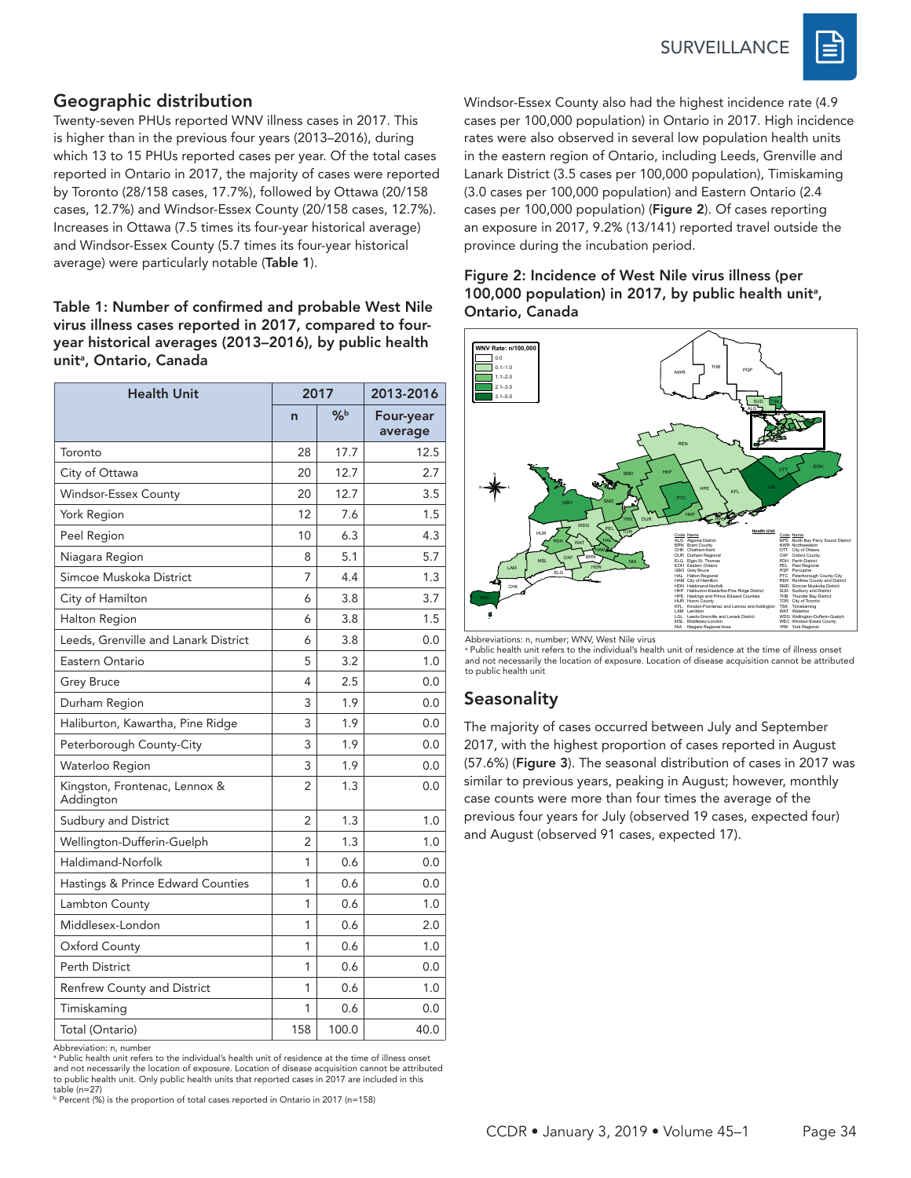## Geographic distribution

Twenty-seven PHUs reported WNV illness cases in 2017. This is higher than in the previous four years (2013–2016), during which 13 to 15 PHUs reported cases per year. Of the total cases reported in Ontario in 2017, the majority of cases were reported by Toronto (28/158 cases, 17.7%), followed by Ottawa (20/158 cases, 12.7%) and Windsor-Essex County (20/158 cases, 12.7%). Increases in Ottawa (7.5 times its four-year historical average) and Windsor-Essex County (5.7 times its four-year historical average) were particularly notable (**Table 1**).

**Table 1: Number of confirmed and probable West Nile virus illness cases reported in 2017, compared to four-year historical averages (2013–2016), by public health unit[a], Ontario, Canada**

| Health Unit | 2017 | | 2013-2016 |
|---|---|---|---|
| | n | %[b] | Four-year average |
| Toronto | 28 | 17.7 | 12.5 |
| City of Ottawa | 20 | 12.7 | 2.7 |
| Windsor-Essex County | 20 | 12.7 | 3.5 |
| York Region | 12 | 7.6 | 1.5 |
| Peel Region | 10 | 6.3 | 4.3 |
| Niagara Region | 8 | 5.1 | 5.7 |
| Simcoe Muskoka District | 7 | 4.4 | 1.3 |
| City of Hamilton | 6 | 3.8 | 3.7 |
| Halton Region | 6 | 3.8 | 1.5 |
| Leeds, Grenville and Lanark District | 6 | 3.8 | 0.0 |
| Eastern Ontario | 5 | 3.2 | 1.0 |
| Grey Bruce | 4 | 2.5 | 0.0 |
| Durham Region | 3 | 1.9 | 0.0 |
| Haliburton, Kawartha, Pine Ridge | 3 | 1.9 | 0.0 |
| Peterborough County-City | 3 | 1.9 | 0.0 |
| Waterloo Region | 3 | 1.9 | 0.0 |
| Kingston, Frontenac, Lennox & Addington | 2 | 1.3 | 0.0 |
| Sudbury and District | 2 | 1.3 | 1.0 |
| Wellington-Dufferin-Guelph | 2 | 1.3 | 1.0 |
| Haldimand-Norfolk | 1 | 0.6 | 0.0 |
| Hastings & Prince Edward Counties | 1 | 0.6 | 0.0 |
| Lambton County | 1 | 0.6 | 1.0 |
| Middlesex-London | 1 | 0.6 | 2.0 |
| Oxford County | 1 | 0.6 | 1.0 |
| Perth District | 1 | 0.6 | 0.0 |
| Renfrew County and District | 1 | 0.6 | 1.0 |
| Timiskaming | 1 | 0.6 | 0.0 |
| Total (Ontario) | 158 | 100.0 | 40.0 |

Abbreviation: n, number
[a] Public health unit refers to the individual's health unit of residence at the time of illness onset and not necessarily the location of exposure. Location of disease acquisition cannot be attributed to public health unit. Only public health units that reported cases in 2017 are included in this table (n=27)
[b] Percent (%) is the proportion of total cases reported in Ontario in 2017 (n=158)

Windsor-Essex County also had the highest incidence rate (4.9 cases per 100,000 population) in Ontario in 2017. High incidence rates were also observed in several low population health units in the eastern region of Ontario, including Leeds, Grenville and Lanark District (3.5 cases per 100,000 population), Timiskaming (3.0 cases per 100,000 population) and Eastern Ontario (2.4 cases per 100,000 population) (**Figure 2**). Of cases reporting an exposure in 2017, 9.2% (13/141) reported travel outside the province during the incubation period.

**Figure 2: Incidence of West Nile virus illness (per 100,000 population) in 2017, by public health unit[a], Ontario, Canada**

Abbreviations: n, number; WNV, West Nile virus
[a] Public health unit refers to the individual's health unit of residence at the time of illness onset and not necessarily the location of exposure. Location of disease acquisition cannot be attributed to public health unit

## Seasonality

The majority of cases occurred between July and September 2017, with the highest proportion of cases reported in August (57.6%) (**Figure 3**). The seasonal distribution of cases in 2017 was similar to previous years, peaking in August; however, monthly case counts were more than four times the average of the previous four years for July (observed 19 cases, expected four) and August (observed 91 cases, expected 17).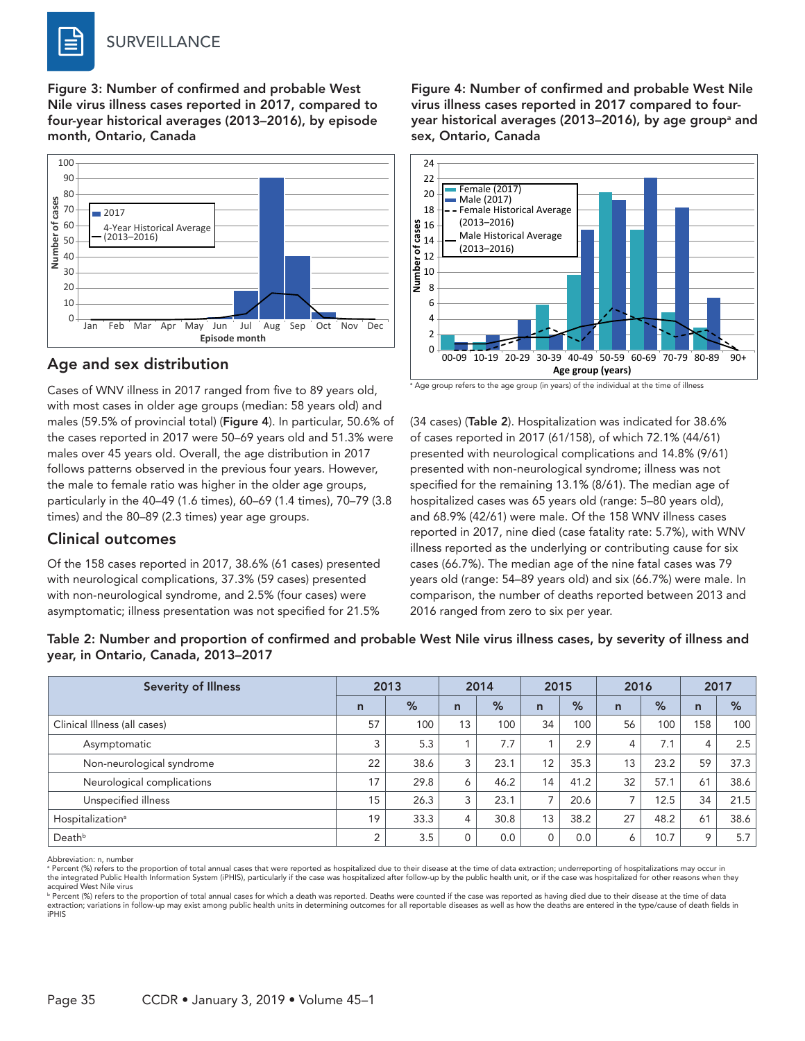Figure 3: Number of confirmed and probable West Nile virus illness cases reported in 2017, compared to four-year historical averages (2013–2016), by episode month, Ontario, Canada

Figure 4: Number of confirmed and probable West Nile virus illness cases reported in 2017 compared to four-year historical averages (2013–2016), by age group[a] and sex, Ontario, Canada

[a] Age group refers to the age group (in years) of the individual at the time of illness

## Age and sex distribution

Cases of WNV illness in 2017 ranged from five to 89 years old, with most cases in older age groups (median: 58 years old) and males (59.5% of provincial total) (**Figure 4**). In particular, 50.6% of the cases reported in 2017 were 50–69 years old and 51.3% were males over 45 years old. Overall, the age distribution in 2017 follows patterns observed in the previous four years. However, the male to female ratio was higher in the older age groups, particularly in the 40–49 (1.6 times), 60–69 (1.4 times), 70–79 (3.8 times) and the 80–89 (2.3 times) year age groups.

## Clinical outcomes

Of the 158 cases reported in 2017, 38.6% (61 cases) presented with neurological complications, 37.3% (59 cases) presented with non-neurological syndrome, and 2.5% (four cases) were asymptomatic; illness presentation was not specified for 21.5% (34 cases) (**Table 2**). Hospitalization was indicated for 38.6% of cases reported in 2017 (61/158), of which 72.1% (44/61) presented with neurological complications and 14.8% (9/61) presented with non-neurological syndrome; illness was not specified for the remaining 13.1% (8/61). The median age of hospitalized cases was 65 years old (range: 5–80 years old), and 68.9% (42/61) were male. Of the 158 WNV illness cases reported in 2017, nine died (case fatality rate: 5.7%), with WNV illness reported as the underlying or contributing cause for six cases (66.7%). The median age of the nine fatal cases was 79 years old (range: 54–89 years old) and six (66.7%) were male. In comparison, the number of deaths reported between 2013 and 2016 ranged from zero to six per year.

**Table 2: Number and proportion of confirmed and probable West Nile virus illness cases, by severity of illness and year, in Ontario, Canada, 2013–2017**

| Severity of Illness | 2013 | | 2014 | | 2015 | | 2016 | | 2017 | |
|---|---|---|---|---|---|---|---|---|---|---|
| | n | % | n | % | n | % | n | % | n | % |
| Clinical Illness (all cases) | 57 | 100 | 13 | 100 | 34 | 100 | 56 | 100 | 158 | 100 |
| Asymptomatic | 3 | 5.3 | 1 | 7.7 | 1 | 2.9 | 4 | 7.1 | 4 | 2.5 |
| Non-neurological syndrome | 22 | 38.6 | 3 | 23.1 | 12 | 35.3 | 13 | 23.2 | 59 | 37.3 |
| Neurological complications | 17 | 29.8 | 6 | 46.2 | 14 | 41.2 | 32 | 57.1 | 61 | 38.6 |
| Unspecified illness | 15 | 26.3 | 3 | 23.1 | 7 | 20.6 | 7 | 12.5 | 34 | 21.5 |
| Hospitalization[a] | 19 | 33.3 | 4 | 30.8 | 13 | 38.2 | 27 | 48.2 | 61 | 38.6 |
| Death[b] | 2 | 3.5 | 0 | 0.0 | 0 | 0.0 | 6 | 10.7 | 9 | 5.7 |

Abbreviation: n, number

[a] Percent (%) refers to the proportion of total annual cases that were reported as hospitalized due to their disease at the time of data extraction; underreporting of hospitalizations may occur in the integrated Public Health Information System (iPHIS), particularly if the case was hospitalized after follow-up by the public health unit, or if the case was hospitalized for other reasons when they acquired West Nile virus

[b] Percent (%) refers to the proportion of total annual cases for which a death was reported. Deaths were counted if the case was reported as having died due to their disease at the time of data extraction; variations in follow-up may exist among public health units in determining outcomes for all reportable diseases as well as how the deaths are entered in the type/cause of death fields in iPHIS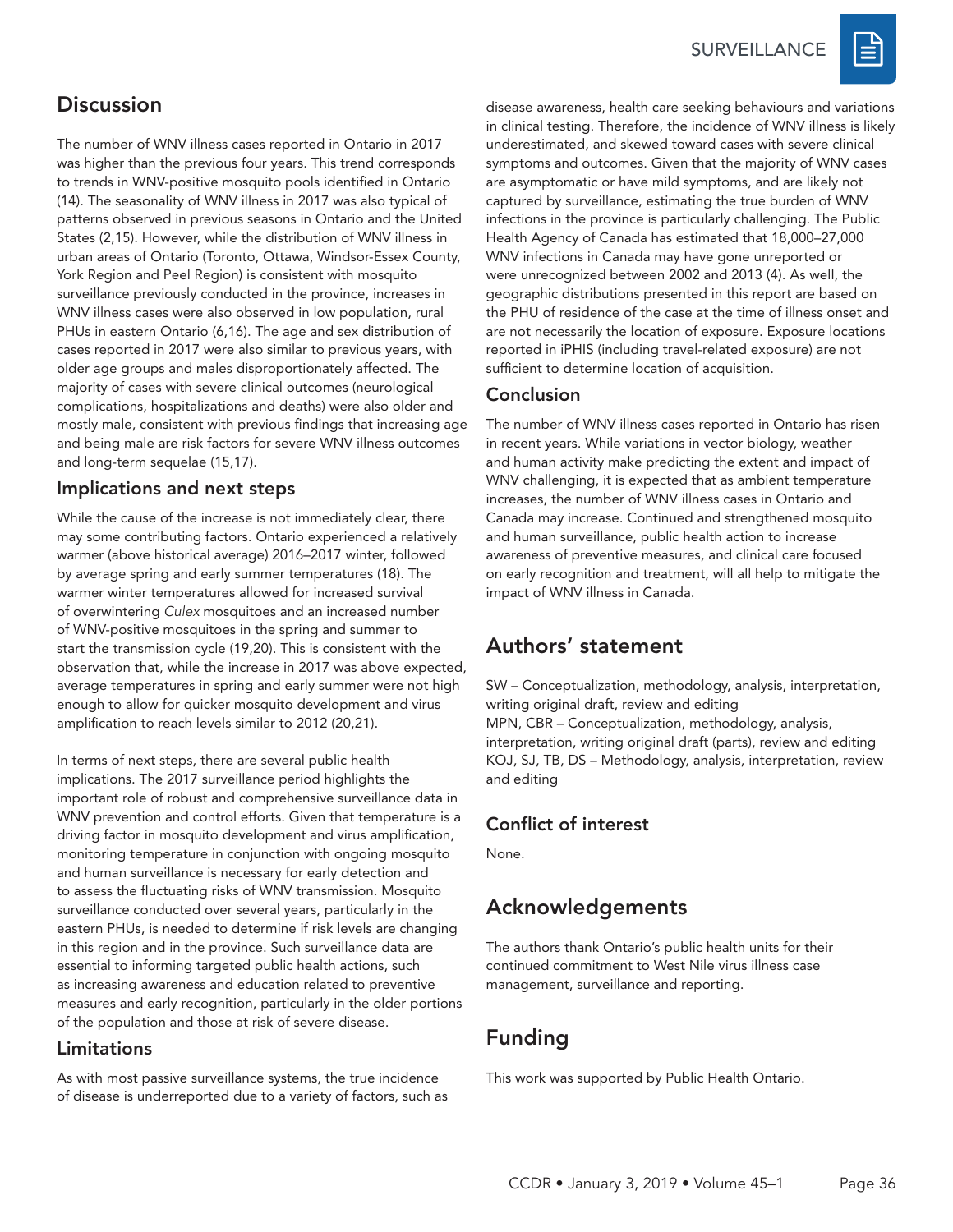## Discussion

The number of WNV illness cases reported in Ontario in 2017 was higher than the previous four years. This trend corresponds to trends in WNV-positive mosquito pools identified in Ontario (14). The seasonality of WNV illness in 2017 was also typical of patterns observed in previous seasons in Ontario and the United States (2,15). However, while the distribution of WNV illness in urban areas of Ontario (Toronto, Ottawa, Windsor-Essex County, York Region and Peel Region) is consistent with mosquito surveillance previously conducted in the province, increases in WNV illness cases were also observed in low population, rural PHUs in eastern Ontario (6,16). The age and sex distribution of cases reported in 2017 were also similar to previous years, with older age groups and males disproportionately affected. The majority of cases with severe clinical outcomes (neurological complications, hospitalizations and deaths) were also older and mostly male, consistent with previous findings that increasing age and being male are risk factors for severe WNV illness outcomes and long-term sequelae (15,17).

### Implications and next steps

While the cause of the increase is not immediately clear, there may some contributing factors. Ontario experienced a relatively warmer (above historical average) 2016–2017 winter, followed by average spring and early summer temperatures (18). The warmer winter temperatures allowed for increased survival of overwintering *Culex* mosquitoes and an increased number of WNV-positive mosquitoes in the spring and summer to start the transmission cycle (19,20). This is consistent with the observation that, while the increase in 2017 was above expected, average temperatures in spring and early summer were not high enough to allow for quicker mosquito development and virus amplification to reach levels similar to 2012 (20,21).

In terms of next steps, there are several public health implications. The 2017 surveillance period highlights the important role of robust and comprehensive surveillance data in WNV prevention and control efforts. Given that temperature is a driving factor in mosquito development and virus amplification, monitoring temperature in conjunction with ongoing mosquito and human surveillance is necessary for early detection and to assess the fluctuating risks of WNV transmission. Mosquito surveillance conducted over several years, particularly in the eastern PHUs, is needed to determine if risk levels are changing in this region and in the province. Such surveillance data are essential to informing targeted public health actions, such as increasing awareness and education related to preventive measures and early recognition, particularly in the older portions of the population and those at risk of severe disease.

### Limitations

As with most passive surveillance systems, the true incidence of disease is underreported due to a variety of factors, such as disease awareness, health care seeking behaviours and variations in clinical testing. Therefore, the incidence of WNV illness is likely underestimated, and skewed toward cases with severe clinical symptoms and outcomes. Given that the majority of WNV cases are asymptomatic or have mild symptoms, and are likely not captured by surveillance, estimating the true burden of WNV infections in the province is particularly challenging. The Public Health Agency of Canada has estimated that 18,000–27,000 WNV infections in Canada may have gone unreported or were unrecognized between 2002 and 2013 (4). As well, the geographic distributions presented in this report are based on the PHU of residence of the case at the time of illness onset and are not necessarily the location of exposure. Exposure locations reported in iPHIS (including travel-related exposure) are not sufficient to determine location of acquisition.

### Conclusion

The number of WNV illness cases reported in Ontario has risen in recent years. While variations in vector biology, weather and human activity make predicting the extent and impact of WNV challenging, it is expected that as ambient temperature increases, the number of WNV illness cases in Ontario and Canada may increase. Continued and strengthened mosquito and human surveillance, public health action to increase awareness of preventive measures, and clinical care focused on early recognition and treatment, will all help to mitigate the impact of WNV illness in Canada.

## Authors' statement

SW – Conceptualization, methodology, analysis, interpretation, writing original draft, review and editing
MPN, CBR – Conceptualization, methodology, analysis, interpretation, writing original draft (parts), review and editing
KOJ, SJ, TB, DS – Methodology, analysis, interpretation, review and editing

### Conflict of interest

None.

## Acknowledgements

The authors thank Ontario's public health units for their continued commitment to West Nile virus illness case management, surveillance and reporting.

## Funding

This work was supported by Public Health Ontario.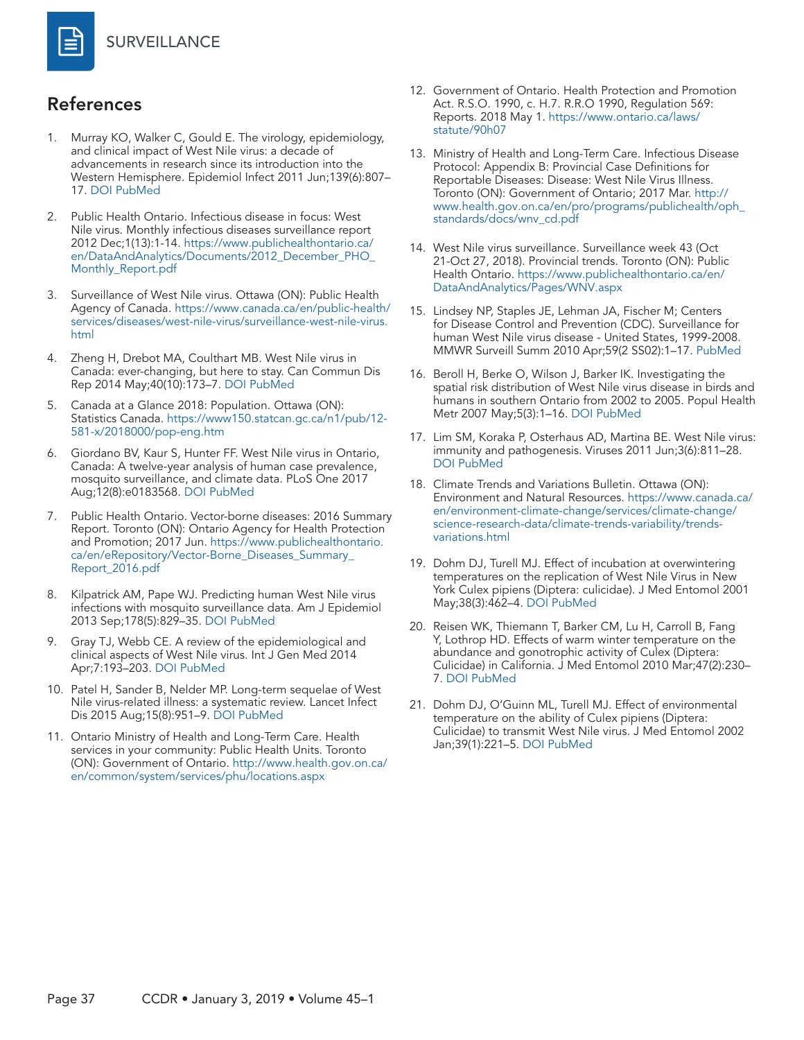## References

1. Murray KO, Walker C, Gould E. The virology, epidemiology, and clinical impact of West Nile virus: a decade of advancements in research since its introduction into the Western Hemisphere. Epidemiol Infect 2011 Jun;139(6):807–17. DOI PubMed

2. Public Health Ontario. Infectious disease in focus: West Nile virus. Monthly infectious diseases surveillance report 2012 Dec;1(13):1-14. https://www.publichealthontario.ca/en/DataAndAnalytics/Documents/2012_December_PHO_Monthly_Report.pdf

3. Surveillance of West Nile virus. Ottawa (ON): Public Health Agency of Canada. https://www.canada.ca/en/public-health/services/diseases/west-nile-virus/surveillance-west-nile-virus.html

4. Zheng H, Drebot MA, Coulthart MB. West Nile virus in Canada: ever-changing, but here to stay. Can Commun Dis Rep 2014 May;40(10):173–7. DOI PubMed

5. Canada at a Glance 2018: Population. Ottawa (ON): Statistics Canada. https://www150.statcan.gc.ca/n1/pub/12-581-x/2018000/pop-eng.htm

6. Giordano BV, Kaur S, Hunter FF. West Nile virus in Ontario, Canada: A twelve-year analysis of human case prevalence, mosquito surveillance, and climate data. PLoS One 2017 Aug;12(8):e0183568. DOI PubMed

7. Public Health Ontario. Vector-borne diseases: 2016 Summary Report. Toronto (ON): Ontario Agency for Health Protection and Promotion; 2017 Jun. https://www.publichealthontario.ca/en/eRepository/Vector-Borne_Diseases_Summary_Report_2016.pdf

8. Kilpatrick AM, Pape WJ. Predicting human West Nile virus infections with mosquito surveillance data. Am J Epidemiol 2013 Sep;178(5):829–35. DOI PubMed

9. Gray TJ, Webb CE. A review of the epidemiological and clinical aspects of West Nile virus. Int J Gen Med 2014 Apr;7:193–203. DOI PubMed

10. Patel H, Sander B, Nelder MP. Long-term sequelae of West Nile virus-related illness: a systematic review. Lancet Infect Dis 2015 Aug;15(8):951–9. DOI PubMed

11. Ontario Ministry of Health and Long-Term Care. Health services in your community: Public Health Units. Toronto (ON): Government of Ontario. http://www.health.gov.on.ca/en/common/system/services/phu/locations.aspx

12. Government of Ontario. Health Protection and Promotion Act. R.S.O. 1990, c. H.7. R.R.O 1990, Regulation 569: Reports. 2018 May 1. https://www.ontario.ca/laws/statute/90h07

13. Ministry of Health and Long-Term Care. Infectious Disease Protocol: Appendix B: Provincial Case Definitions for Reportable Diseases: Disease: West Nile Virus Illness. Toronto (ON): Government of Ontario; 2017 Mar. http://www.health.gov.on.ca/en/pro/programs/publichealth/oph_standards/docs/wnv_cd.pdf

14. West Nile virus surveillance. Surveillance week 43 (Oct 21-Oct 27, 2018). Provincial trends. Toronto (ON): Public Health Ontario. https://www.publichealthontario.ca/en/DataAndAnalytics/Pages/WNV.aspx

15. Lindsey NP, Staples JE, Lehman JA, Fischer M; Centers for Disease Control and Prevention (CDC). Surveillance for human West Nile virus disease - United States, 1999-2008. MMWR Surveill Summ 2010 Apr;59(2 SS02):1–17. PubMed

16. Beroll H, Berke O, Wilson J, Barker IK. Investigating the spatial risk distribution of West Nile virus disease in birds and humans in southern Ontario from 2002 to 2005. Popul Health Metr 2007 May;5(3):1–16. DOI PubMed

17. Lim SM, Koraka P, Osterhaus AD, Martina BE. West Nile virus: immunity and pathogenesis. Viruses 2011 Jun;3(6):811–28. DOI PubMed

18. Climate Trends and Variations Bulletin. Ottawa (ON): Environment and Natural Resources. https://www.canada.ca/en/environment-climate-change/services/climate-change/science-research-data/climate-trends-variability/trends-variations.html

19. Dohm DJ, Turell MJ. Effect of incubation at overwintering temperatures on the replication of West Nile Virus in New York Culex pipiens (Diptera: culicidae). J Med Entomol 2001 May;38(3):462–4. DOI PubMed

20. Reisen WK, Thiemann T, Barker CM, Lu H, Carroll B, Fang Y, Lothrop HD. Effects of warm winter temperature on the abundance and gonotrophic activity of Culex (Diptera: Culicidae) in California. J Med Entomol 2010 Mar;47(2):230–7. DOI PubMed

21. Dohm DJ, O'Guinn ML, Turell MJ. Effect of environmental temperature on the ability of Culex pipiens (Diptera: Culicidae) to transmit West Nile virus. J Med Entomol 2002 Jan;39(1):221–5. DOI PubMed